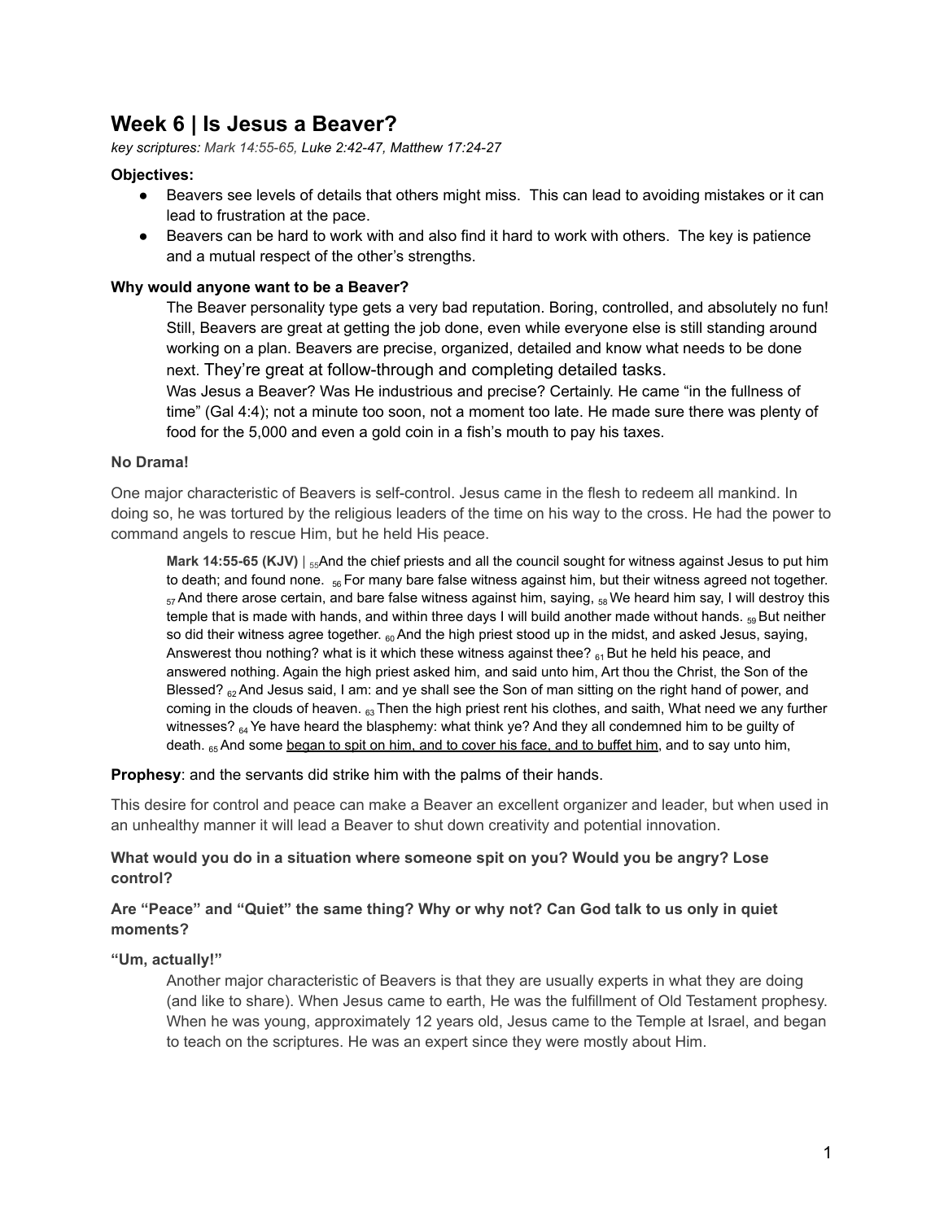# Week 6 | Is Jesus a Beaver?

*key scriptures: Mark 14:55-65, Luke 2:42-47, Matthew 17:24-27*

**Objectives:**

- Beavers see levels of details that others might miss. This can lead to avoiding mistakes or it can lead to frustration at the pace.
- Beavers can be hard to work with and also find it hard to work with others. The key is patience and a mutual respect of the other's strengths.

**Why would anyone want to be a Beaver?**

The Beaver personality type gets a very bad reputation. Boring, controlled, and absolutely no fun! Still, Beavers are great at getting the job done, even while everyone else is still standing around working on a plan. Beavers are precise, organized, detailed and know what needs to be done next. They're great at follow-through and completing detailed tasks.
Was Jesus a Beaver? Was He industrious and precise? Certainly. He came "in the fullness of time" (Gal 4:4); not a minute too soon, not a moment too late. He made sure there was plenty of food for the 5,000 and even a gold coin in a fish's mouth to pay his taxes.

**No Drama!**

One major characteristic of Beavers is self-control. Jesus came in the flesh to redeem all mankind. In doing so, he was tortured by the religious leaders of the time on his way to the cross. He had the power to command angels to rescue Him, but he held His peace.

> **Mark 14:55-65 (KJV)** | 55 And the chief priests and all the council sought for witness against Jesus to put him to death; and found none. 56 For many bare false witness against him, but their witness agreed not together. 57 And there arose certain, and bare false witness against him, saying, 58 We heard him say, I will destroy this temple that is made with hands, and within three days I will build another made without hands. 59 But neither so did their witness agree together. 60 And the high priest stood up in the midst, and asked Jesus, saying, Answerest thou nothing? what is it which these witness against thee? 61 But he held his peace, and answered nothing. Again the high priest asked him, and said unto him, Art thou the Christ, the Son of the Blessed? 62 And Jesus said, I am: and ye shall see the Son of man sitting on the right hand of power, and coming in the clouds of heaven. 63 Then the high priest rent his clothes, and saith, What need we any further witnesses? 64 Ye have heard the blasphemy: what think ye? And they all condemned him to be guilty of death. 65 And some began to spit on him, and to cover his face, and to buffet him, and to say unto him,

**Prophesy**: and the servants did strike him with the palms of their hands.

This desire for control and peace can make a Beaver an excellent organizer and leader, but when used in an unhealthy manner it will lead a Beaver to shut down creativity and potential innovation.

**What would you do in a situation where someone spit on you? Would you be angry? Lose control?**

**Are "Peace" and "Quiet" the same thing? Why or why not? Can God talk to us only in quiet moments?**

**"Um, actually!"**

Another major characteristic of Beavers is that they are usually experts in what they are doing (and like to share). When Jesus came to earth, He was the fulfillment of Old Testament prophesy. When he was young, approximately 12 years old, Jesus came to the Temple at Israel, and began to teach on the scriptures. He was an expert since they were mostly about Him.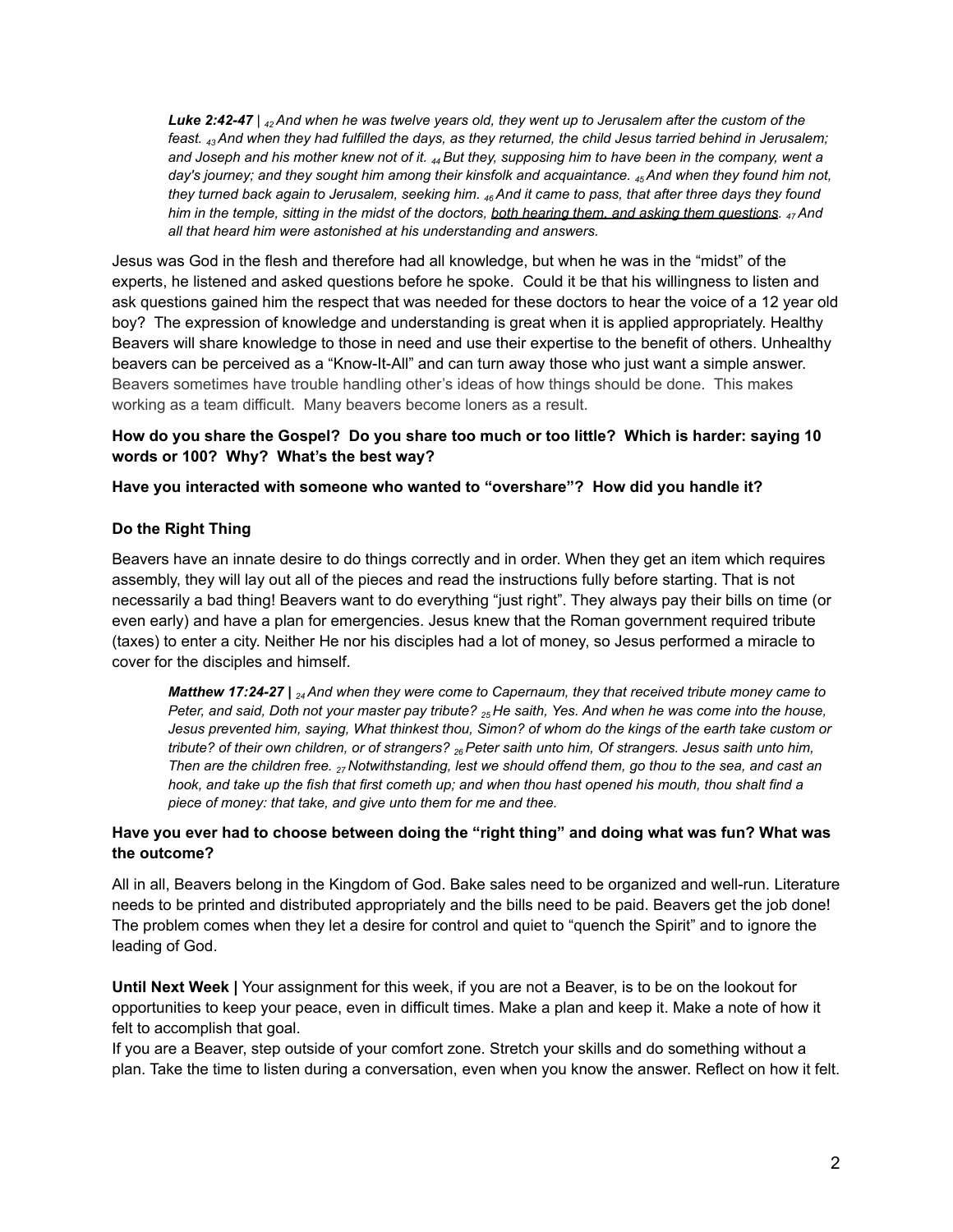> ***Luke 2:42-47*** | *[42] And when he was twelve years old, they went up to Jerusalem after the custom of the feast. [43] And when they had fulfilled the days, as they returned, the child Jesus tarried behind in Jerusalem; and Joseph and his mother knew not of it. [44] But they, supposing him to have been in the company, went a day's journey; and they sought him among their kinsfolk and acquaintance. [45] And when they found him not, they turned back again to Jerusalem, seeking him. [46] And it came to pass, that after three days they found him in the temple, sitting in the midst of the doctors, <u>both hearing them, and asking them questions</u>. [47] And all that heard him were astonished at his understanding and answers.*

Jesus was God in the flesh and therefore had all knowledge, but when he was in the "midst" of the experts, he listened and asked questions before he spoke. Could it be that his willingness to listen and ask questions gained him the respect that was needed for these doctors to hear the voice of a 12 year old boy? The expression of knowledge and understanding is great when it is applied appropriately. Healthy Beavers will share knowledge to those in need and use their expertise to the benefit of others. Unhealthy beavers can be perceived as a "Know-It-All" and can turn away those who just want a simple answer. Beavers sometimes have trouble handling other's ideas of how things should be done. This makes working as a team difficult. Many beavers become loners as a result.

**How do you share the Gospel? Do you share too much or too little? Which is harder: saying 10 words or 100? Why? What's the best way?**

**Have you interacted with someone who wanted to "overshare"? How did you handle it?**

### Do the Right Thing

Beavers have an innate desire to do things correctly and in order. When they get an item which requires assembly, they will lay out all of the pieces and read the instructions fully before starting. That is not necessarily a bad thing! Beavers want to do everything "just right". They always pay their bills on time (or even early) and have a plan for emergencies. Jesus knew that the Roman government required tribute (taxes) to enter a city. Neither He nor his disciples had a lot of money, so Jesus performed a miracle to cover for the disciples and himself.

> ***Matthew 17:24-27* |** *[24] And when they were come to Capernaum, they that received tribute money came to Peter, and said, Doth not your master pay tribute? [25] He saith, Yes. And when he was come into the house, Jesus prevented him, saying, What thinkest thou, Simon? of whom do the kings of the earth take custom or tribute? of their own children, or of strangers? [26] Peter saith unto him, Of strangers. Jesus saith unto him, Then are the children free. [27] Notwithstanding, lest we should offend them, go thou to the sea, and cast an hook, and take up the fish that first cometh up; and when thou hast opened his mouth, thou shalt find a piece of money: that take, and give unto them for me and thee.*

**Have you ever had to choose between doing the "right thing" and doing what was fun? What was the outcome?**

All in all, Beavers belong in the Kingdom of God. Bake sales need to be organized and well-run. Literature needs to be printed and distributed appropriately and the bills need to be paid. Beavers get the job done! The problem comes when they let a desire for control and quiet to "quench the Spirit" and to ignore the leading of God.

**Until Next Week |** Your assignment for this week, if you are not a Beaver, is to be on the lookout for opportunities to keep your peace, even in difficult times. Make a plan and keep it. Make a note of how it felt to accomplish that goal.
If you are a Beaver, step outside of your comfort zone. Stretch your skills and do something without a plan. Take the time to listen during a conversation, even when you know the answer. Reflect on how it felt.